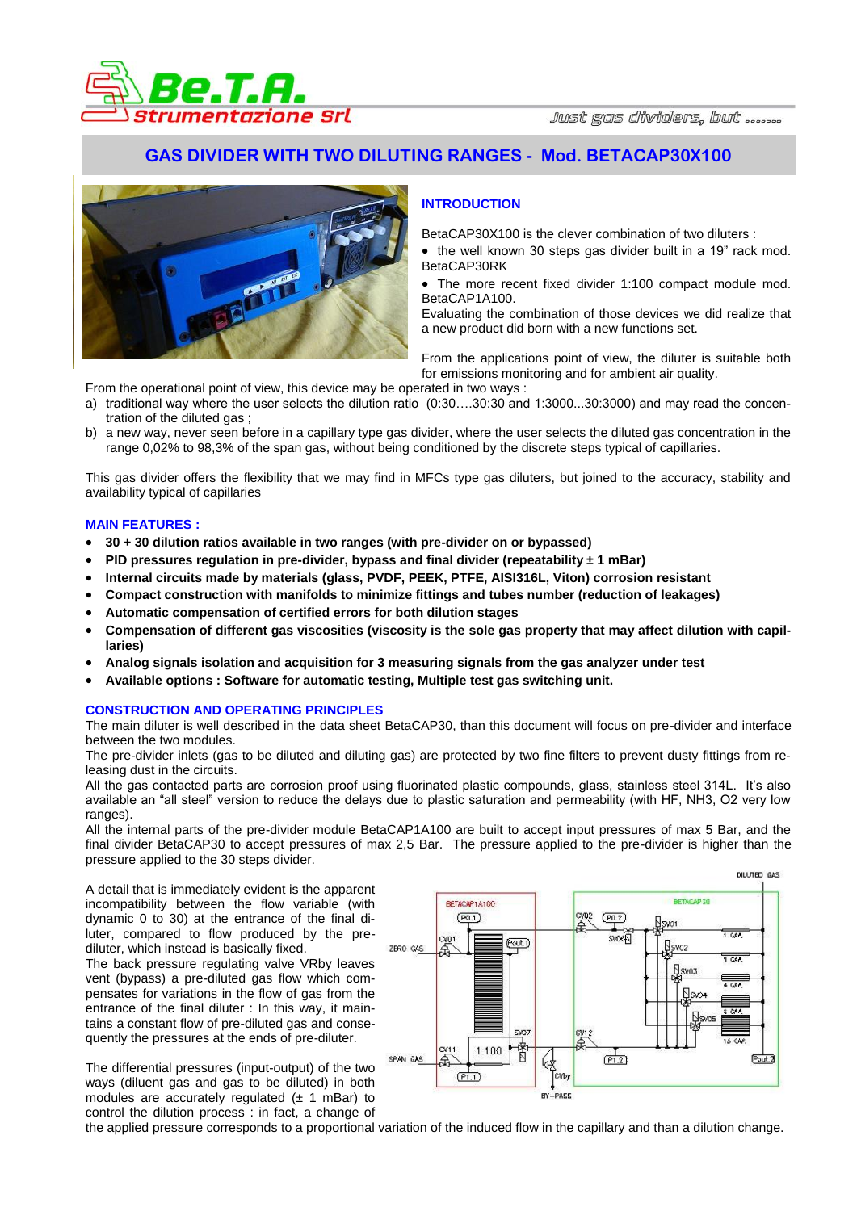Be.T.A. Strumentazione Srl — Just gas dividers, but ........

# GAS DIVIDER WITH TWO DILUTING RANGES - Mod. BETACAP30X100

## INTRODUCTION

BetaCAP30X100 is the clever combination of two diluters :

- the well known 30 steps gas divider built in a 19" rack mod. BetaCAP30RK
- The more recent fixed divider 1:100 compact module mod. BetaCAP1A100.

Evaluating the combination of those devices we did realize that a new product did born with a new functions set.

From the applications point of view, the diluter is suitable both for emissions monitoring and for ambient air quality.

From the operational point of view, this device may be operated in two ways :

a) traditional way where the user selects the dilution ratio (0:30….30:30 and 1:3000...30:3000) and may read the concentration of the diluted gas ;
b) a new way, never seen before in a capillary type gas divider, where the user selects the diluted gas concentration in the range 0,02% to 98,3% of the span gas, without being conditioned by the discrete steps typical of capillaries.

This gas divider offers the flexibility that we may find in MFCs type gas diluters, but joined to the accuracy, stability and availability typical of capillaries

## MAIN FEATURES :

- **30 + 30 dilution ratios available in two ranges (with pre-divider on or bypassed)**
- **PID pressures regulation in pre-divider, bypass and final divider (repeatability ± 1 mBar)**
- **Internal circuits made by materials (glass, PVDF, PEEK, PTFE, AISI316L, Viton) corrosion resistant**
- **Compact construction with manifolds to minimize fittings and tubes number (reduction of leakages)**
- **Automatic compensation of certified errors for both dilution stages**
- **Compensation of different gas viscosities (viscosity is the sole gas property that may affect dilution with capillaries)**
- **Analog signals isolation and acquisition for 3 measuring signals from the gas analyzer under test**
- **Available options : Software for automatic testing, Multiple test gas switching unit.**

## CONSTRUCTION AND OPERATING PRINCIPLES

The main diluter is well described in the data sheet BetaCAP30, than this document will focus on pre-divider and interface between the two modules.

The pre-divider inlets (gas to be diluted and diluting gas) are protected by two fine filters to prevent dusty fittings from releasing dust in the circuits.

All the gas contacted parts are corrosion proof using fluorinated plastic compounds, glass, stainless steel 314L. It's also available an "all steel" version to reduce the delays due to plastic saturation and permeability (with HF, NH3, O2 very low ranges).

All the internal parts of the pre-divider module BetaCAP1A100 are built to accept input pressures of max 5 Bar, and the final divider BetaCAP30 to accept pressures of max 2,5 Bar. The pressure applied to the pre-divider is higher than the pressure applied to the 30 steps divider.

A detail that is immediately evident is the apparent incompatibility between the flow variable (with dynamic 0 to 30) at the entrance of the final diluter, compared to flow produced by the pre-diluter, which instead is basically fixed.

The back pressure regulating valve VRby leaves vent (bypass) a pre-diluted gas flow which compensates for variations in the flow of gas from the entrance of the final diluter : In this way, it maintains a constant flow of pre-diluted gas and consequently the pressures at the ends of pre-diluter.

The differential pressures (input-output) of the two ways (diluent gas and gas to be diluted) in both modules are accurately regulated (± 1 mBar) to control the dilution process : in fact, a change of the applied pressure corresponds to a proportional variation of the induced flow in the capillary and than a dilution change.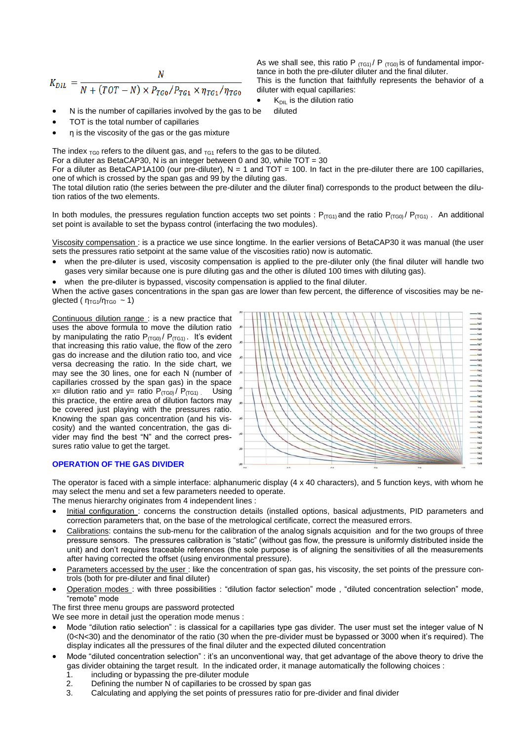$$K_{DIL} = \frac{N}{N + (TOT - N) \times P_{TG0}/P_{TG1} \times \eta_{TG1}/\eta_{TG0}}$$

As we shall see, this ratio $P_{(TG1)} / P_{(TG0)}$ is of fundamental importance in both the pre-diluter diluter and the final diluter.
This is the function that faithfully represents the behavior of a diluter with equal capillaries:

- $K_{DIL}$ is the dilution ratio
- N is the number of capillaries involved by the gas to be diluted
- TOT is the total number of capillaries
- η is the viscosity of the gas or the gas mixture

The index $_{TG0}$ refers to the diluent gas, and $_{TG1}$ refers to the gas to be diluted.
For a diluter as BetaCAP30, N is an integer between 0 and 30, while TOT = 30
For a diluter as BetaCAP1A100 (our pre-diluter), N = 1 and TOT = 100. In fact in the pre-diluter there are 100 capillaries, one of which is crossed by the span gas and 99 by the diluting gas.
The total dilution ratio (the series between the pre-diluter and the diluter final) corresponds to the product between the dilution ratios of the two elements.

In both modules, the pressures regulation function accepts two set points : $P_{(TG1)}$ and the ratio $P_{(TG0)} / P_{(TG1)}$ . An additional set point is available to set the bypass control (interfacing the two modules).

Viscosity compensation : is a practice we use since longtime. In the earlier versions of BetaCAP30 it was manual (the user sets the pressures ratio setpoint at the same value of the viscosities ratio) now is automatic.

- when the pre-diluter is used, viscosity compensation is applied to the pre-diluter only (the final diluter will handle two gases very similar because one is pure diluting gas and the other is diluted 100 times with diluting gas).
- when the pre-diluter is bypassed, viscosity compensation is applied to the final diluter.

When the active gases concentrations in the span gas are lower than few percent, the difference of viscosities may be neglected ( $\eta_{TG1}/\eta_{TG0} \sim 1$)

Continuous dilution range : is a new practice that uses the above formula to move the dilution ratio by manipulating the ratio $P_{(TG0)} / P_{(TG1)}$ . It's evident that increasing this ratio value, the flow of the zero gas do increase and the dilution ratio too, and vice versa decreasing the ratio. In the side chart, we may see the 30 lines, one for each N (number of capillaries crossed by the span gas) in the space x= dilution ratio and y= ratio $P_{(TG0)} / P_{(TG1)}$ . Using this practice, the entire area of dilution factors may be covered just playing with the pressures ratio. Knowing the span gas concentration (and his viscosity) and the wanted concentration, the gas divider may find the best "N" and the correct pressures ratio value to get the target.

### OPERATION OF THE GAS DIVIDER

The operator is faced with a simple interface: alphanumeric display (4 x 40 characters), and 5 function keys, with whom he may select the menu and set a few parameters needed to operate.
The menus hierarchy originates from 4 independent lines :

- Initial configuration : concerns the construction details (installed options, basical adjustments, PID parameters and correction parameters that, on the base of the metrological certificate, correct the measured errors.
- Calibrations: contains the sub-menu for the calibration of the analog signals acquisition and for the two groups of three pressure sensors. The pressures calibration is "static" (without gas flow, the pressure is uniformly distributed inside the unit) and don't requires traceable references (the sole purpose is of aligning the sensitivities of all the measurements after having corrected the offset (using environmental pressure).
- Parameters accessed by the user : like the concentration of span gas, his viscosity, the set points of the pressure controls (both for pre-diluter and final diluter)
- Operation modes : with three possibilities : "dilution factor selection" mode , "diluted concentration selection" mode, "remote" mode

The first three menu groups are password protected
We see more in detail just the operation mode menus :

- Mode "dilution ratio selection" : is classical for a capillaries type gas divider. The user must set the integer value of N (0<N<30) and the denominator of the ratio (30 when the pre-divider must be bypassed or 3000 when it's required). The display indicates all the pressures of the final diluter and the expected diluted concentration
- Mode "diluted concentration selection" : it's an unconventional way, that get advantage of the above theory to drive the gas divider obtaining the target result. In the indicated order, it manage automatically the following choices :
  1. including or bypassing the pre-divider module
  2. Defining the number N of capillaries to be crossed by span gas
  3. Calculating and applying the set points of pressures ratio for pre-divider and final divider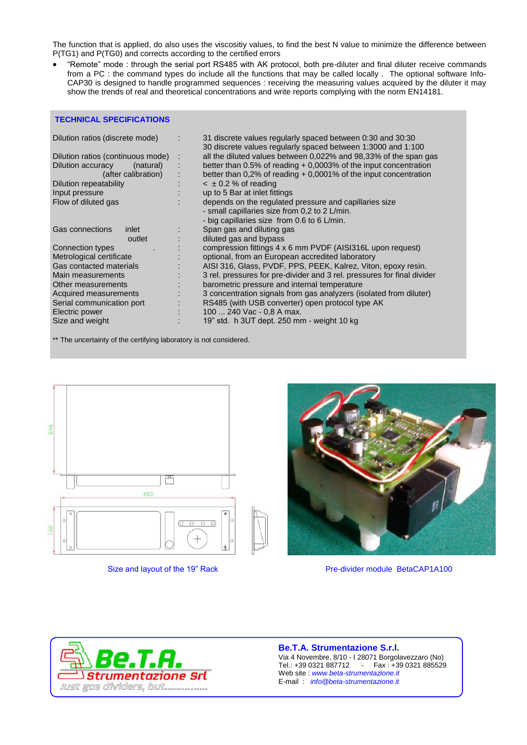The function that is applied, do also uses the viscositiy values, to find the best N value to minimize the difference between P(TG1) and P(TG0) and corrects according to the certified errors

- "Remote" mode : through the serial port RS485 with AK protocol, both pre-diluter and final diluter receive commands from a PC : the command types do include all the functions that may be called locally . The optional software Info-CAP30 is designed to handle programmed sequences : receiving the measuring values acquired by the diluter it may show the trends of real and theoretical concentrations and write reports complying with the norm EN14181.

## TECHNICAL SPECIFICATIONS

| | | |
|---|---|---|
| Dilution ratios (discrete mode) | : | 31 discrete values regularly spaced between 0:30 and 30:30<br>30 discrete values regularly spaced between 1:3000 and 1:100 |
| Dilution ratios (continuous mode) | : | all the diluted values between 0,022% and 98,33% of the span gas |
| Dilution accuracy (natural) | : | better than 0.5% of reading + 0,0003% of the input concentration |
| (after calibration) | : | better than 0,2% of reading + 0,0001% of the input concentration |
| Dilution repeatability | : | < ± 0.2 % of reading |
| Input pressure | : | up to 5 Bar at inlet fittings |
| Flow of diluted gas | : | depends on the regulated pressure and capillaries size<br>- small capillaries size from 0,2 to 2 L/min.<br>- big capillaries size from 0.6 to 6 L/min. |
| Gas connections inlet | : | Span gas and diluting gas |
| outlet | : | diluted gas and bypass |
| Connection types | : | compression fittings 4 x 6 mm PVDF (AISI316L upon request) |
| Metrological certificate | : | optional, from an European accredited laboratory |
| Gas contacted materials | : | AISI 316, Glass, PVDF, PPS, PEEK, Kalrez, Viton, epoxy resin. |
| Main measurements | : | 3 rel. pressures for pre-divider and 3 rel. pressures for final divider |
| Other measurements | : | barometric pressure and internal temperature |
| Acquired measurements | : | 3 concentration signals from gas analyzers (isolated from diluter) |
| Serial communication port | : | RS485 (with USB converter) open protocol type AK |
| Electric power | : | 100 ... 240 Vac - 0,8 A max. |
| Size and weight | : | 19" std. h 3UT dept. 250 mm - weight 10 kg |

** The uncertainty of the certifying laboratory is not considered.

246

483

132

Size and layout of the 19" Rack

Pre-divider module BetaCAP1A100

Be.T.A. Strumentazione srl

Just gas dividers, but................

**Be.T.A. Strumentazione S.r.l.**
Via 4 Novembre, 8/10 - I 28071 Borgolavezzaro (No)
Tel.: +39 0321 887712 - Fax : +39 0321 885529
Web site : *www.beta-strumentazione.it*
E-mail : *info@beta-strumentazione.it*